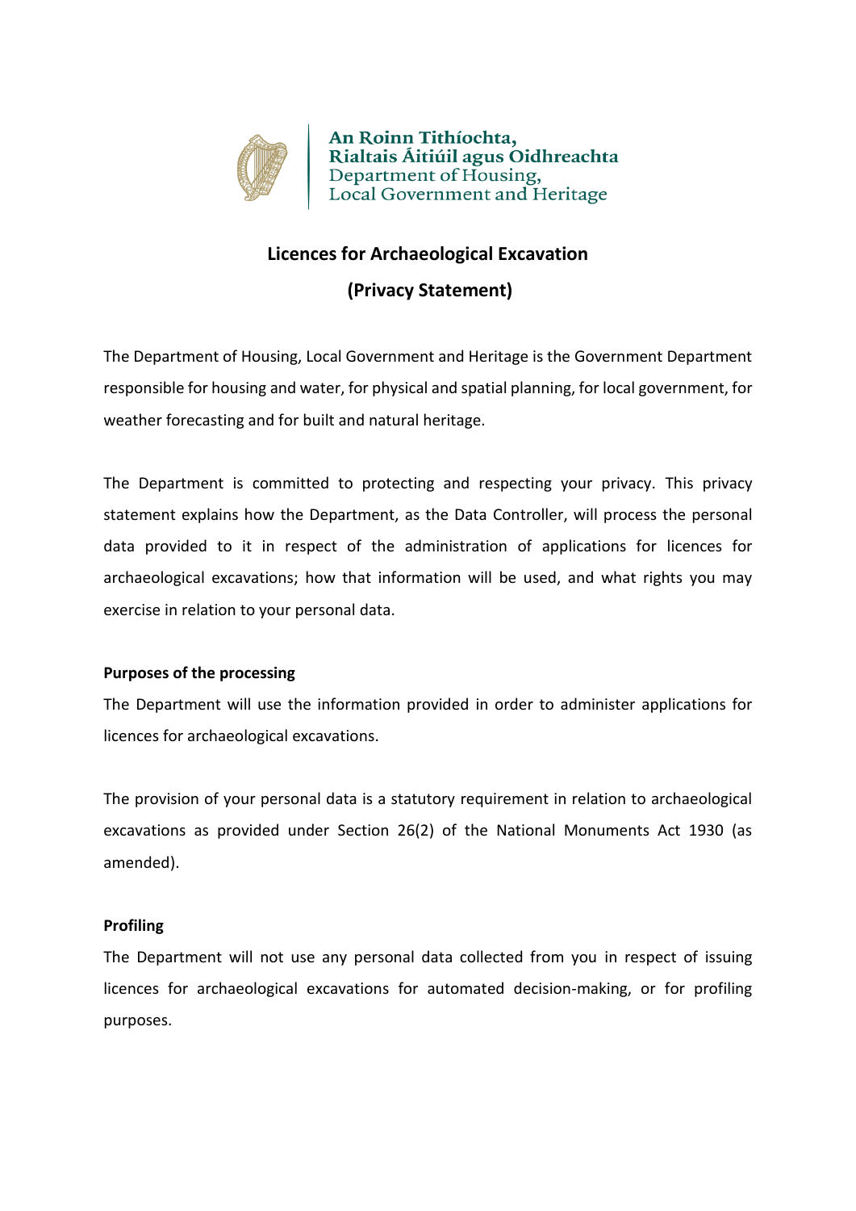An Roinn Tithíochta,
Rialtais Áitiúil agus Oidhreachta
Department of Housing,
Local Government and Heritage

# Licences for Archaeological Excavation

## (Privacy Statement)

The Department of Housing, Local Government and Heritage is the Government Department responsible for housing and water, for physical and spatial planning, for local government, for weather forecasting and for built and natural heritage.

The Department is committed to protecting and respecting your privacy. This privacy statement explains how the Department, as the Data Controller, will process the personal data provided to it in respect of the administration of applications for licences for archaeological excavations; how that information will be used, and what rights you may exercise in relation to your personal data.

**Purposes of the processing**

The Department will use the information provided in order to administer applications for licences for archaeological excavations.

The provision of your personal data is a statutory requirement in relation to archaeological excavations as provided under Section 26(2) of the National Monuments Act 1930 (as amended).

**Profiling**

The Department will not use any personal data collected from you in respect of issuing licences for archaeological excavations for automated decision-making, or for profiling purposes.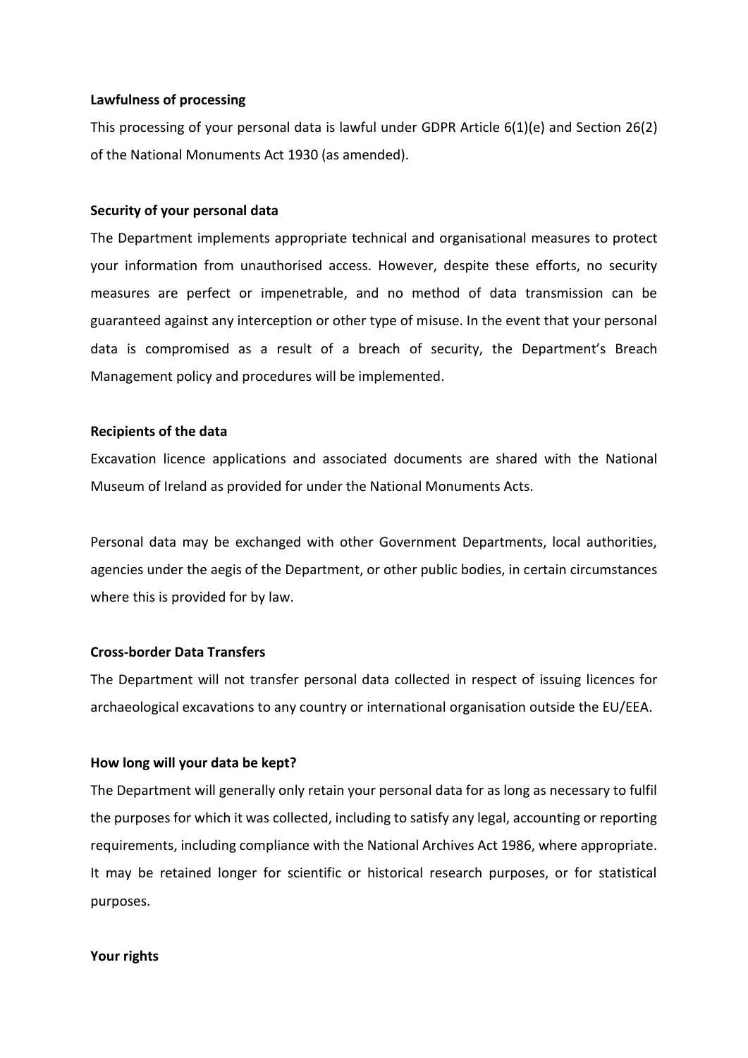**Lawfulness of processing**

This processing of your personal data is lawful under GDPR Article 6(1)(e) and Section 26(2) of the National Monuments Act 1930 (as amended).

**Security of your personal data**

The Department implements appropriate technical and organisational measures to protect your information from unauthorised access. However, despite these efforts, no security measures are perfect or impenetrable, and no method of data transmission can be guaranteed against any interception or other type of misuse. In the event that your personal data is compromised as a result of a breach of security, the Department's Breach Management policy and procedures will be implemented.

**Recipients of the data**

Excavation licence applications and associated documents are shared with the National Museum of Ireland as provided for under the National Monuments Acts.

Personal data may be exchanged with other Government Departments, local authorities, agencies under the aegis of the Department, or other public bodies, in certain circumstances where this is provided for by law.

**Cross-border Data Transfers**

The Department will not transfer personal data collected in respect of issuing licences for archaeological excavations to any country or international organisation outside the EU/EEA.

**How long will your data be kept?**

The Department will generally only retain your personal data for as long as necessary to fulfil the purposes for which it was collected, including to satisfy any legal, accounting or reporting requirements, including compliance with the National Archives Act 1986, where appropriate. It may be retained longer for scientific or historical research purposes, or for statistical purposes.

**Your rights**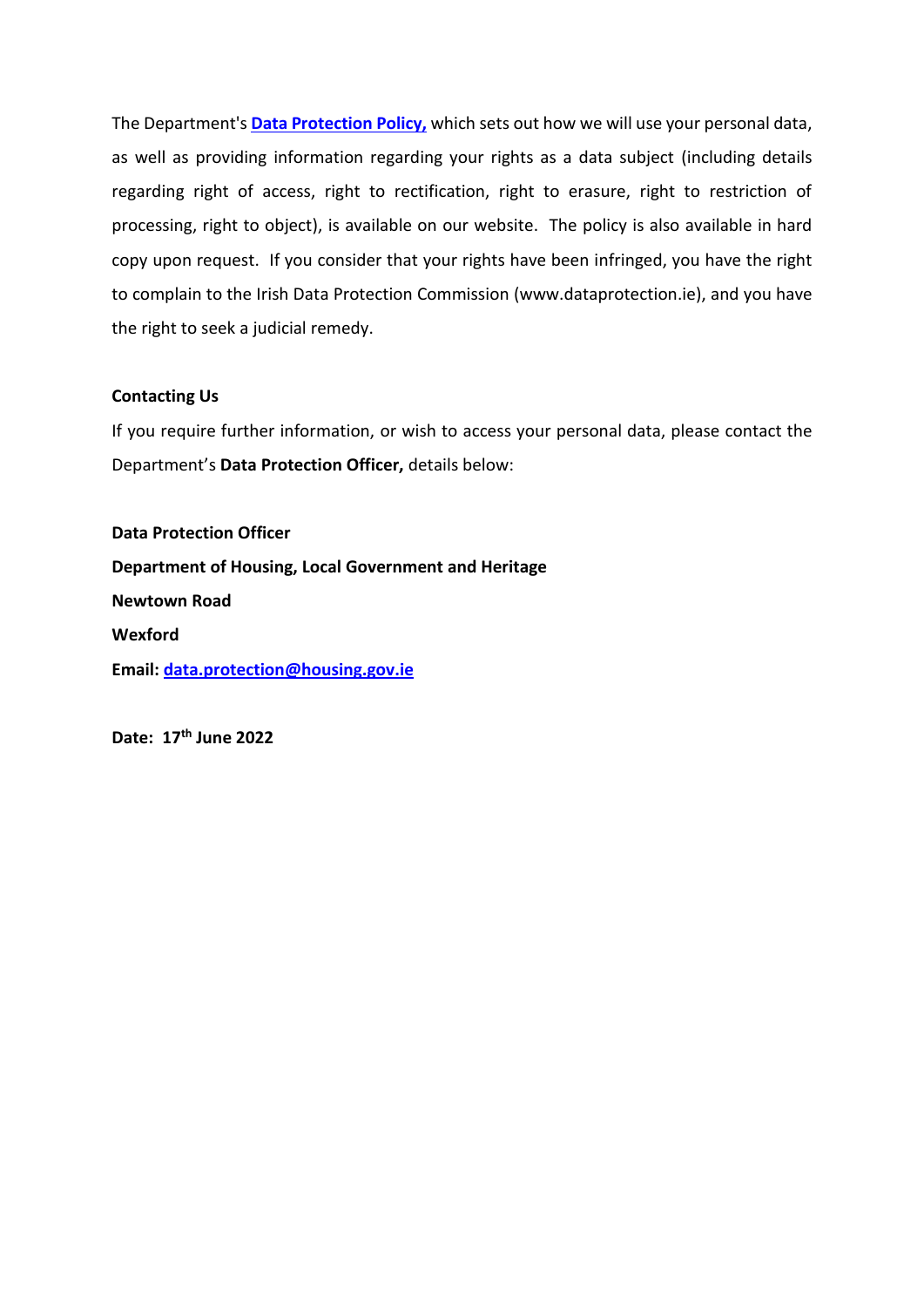The Department's **Data Protection Policy,** which sets out how we will use your personal data, as well as providing information regarding your rights as a data subject (including details regarding right of access, right to rectification, right to erasure, right to restriction of processing, right to object), is available on our website. The policy is also available in hard copy upon request. If you consider that your rights have been infringed, you have the right to complain to the Irish Data Protection Commission (www.dataprotection.ie), and you have the right to seek a judicial remedy.

**Contacting Us**

If you require further information, or wish to access your personal data, please contact the Department's **Data Protection Officer,** details below:

**Data Protection Officer**
**Department of Housing, Local Government and Heritage**
**Newtown Road**
**Wexford**
**Email: data.protection@housing.gov.ie**

**Date: 17th June 2022**